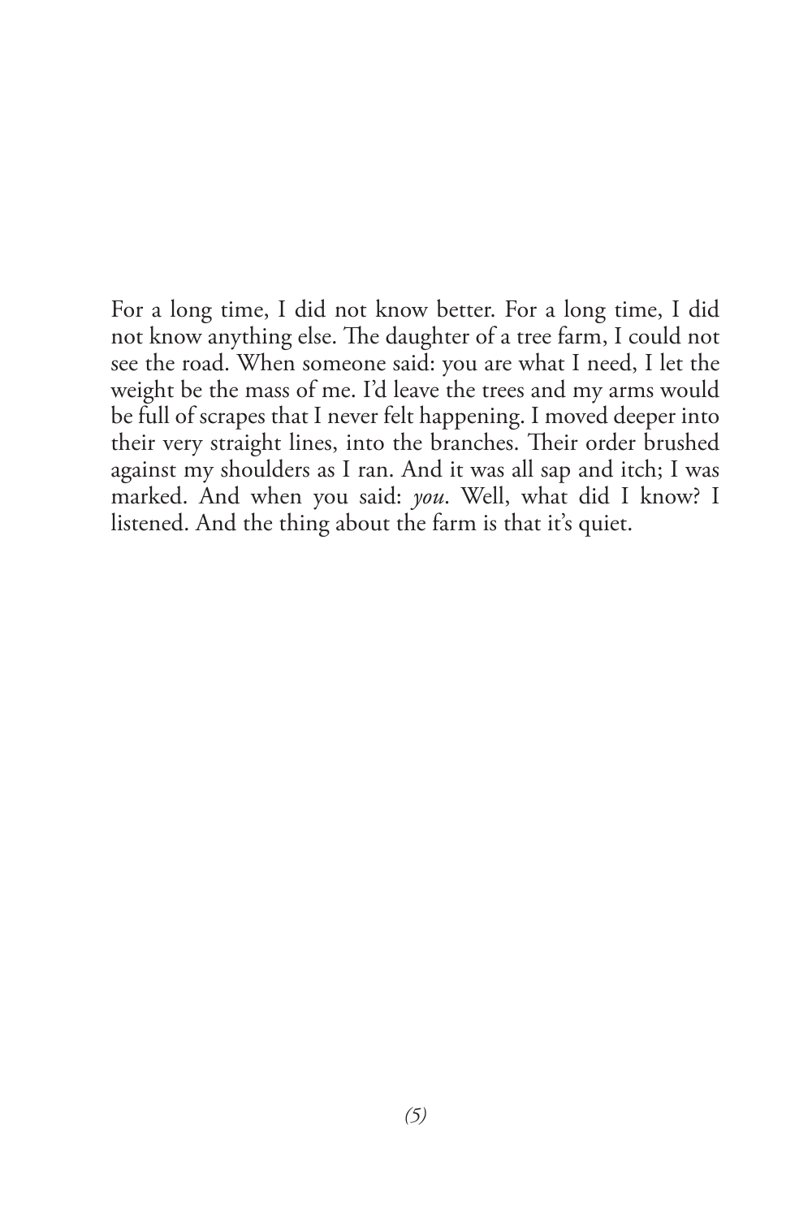For a long time, I did not know better. For a long time, I did not know anything else. The daughter of a tree farm, I could not see the road. When someone said: you are what I need, I let the weight be the mass of me. I'd leave the trees and my arms would be full of scrapes that I never felt happening. I moved deeper into their very straight lines, into the branches. Their order brushed against my shoulders as I ran. And it was all sap and itch; I was marked. And when you said: *you*. Well, what did I know? I listened. And the thing about the farm is that it's quiet.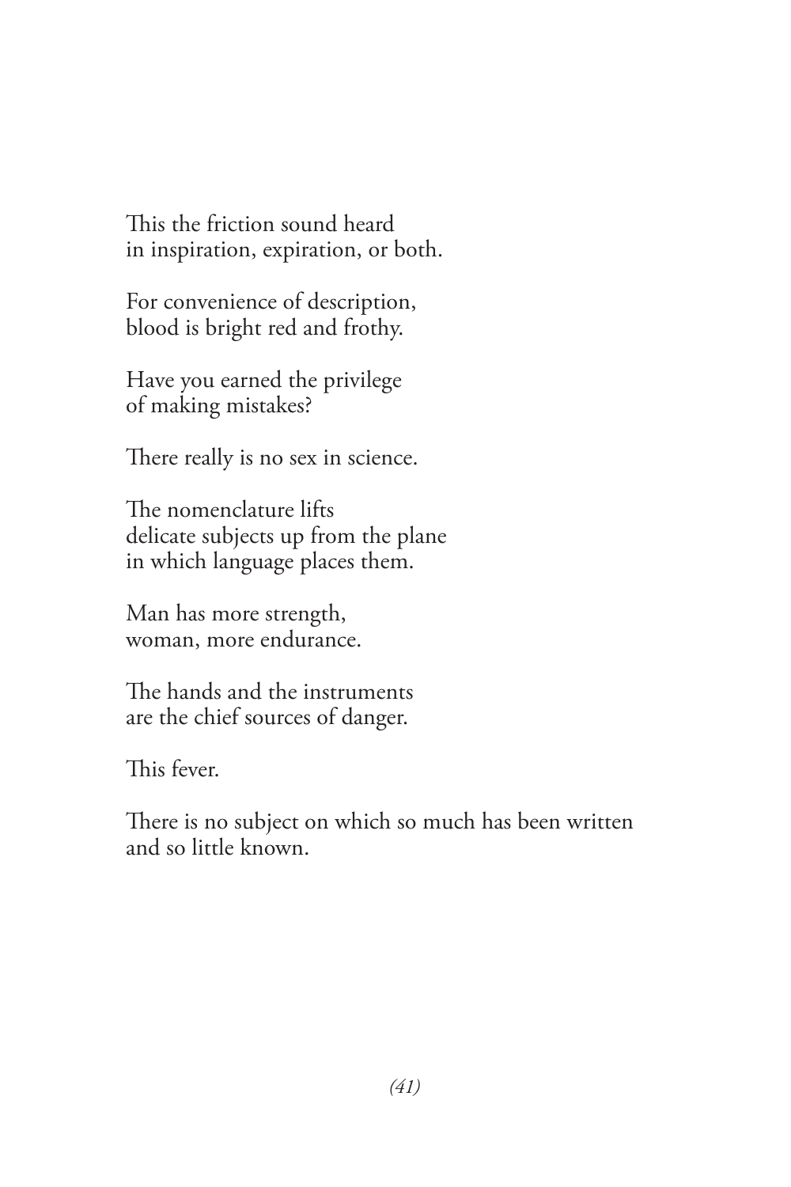This the friction sound heard
in inspiration, expiration, or both.

For convenience of description,
blood is bright red and frothy.

Have you earned the privilege
of making mistakes?

There really is no sex in science.

The nomenclature lifts
delicate subjects up from the plane
in which language places them.

Man has more strength,
woman, more endurance.

The hands and the instruments
are the chief sources of danger.

This fever.

There is no subject on which so much has been written
and so little known.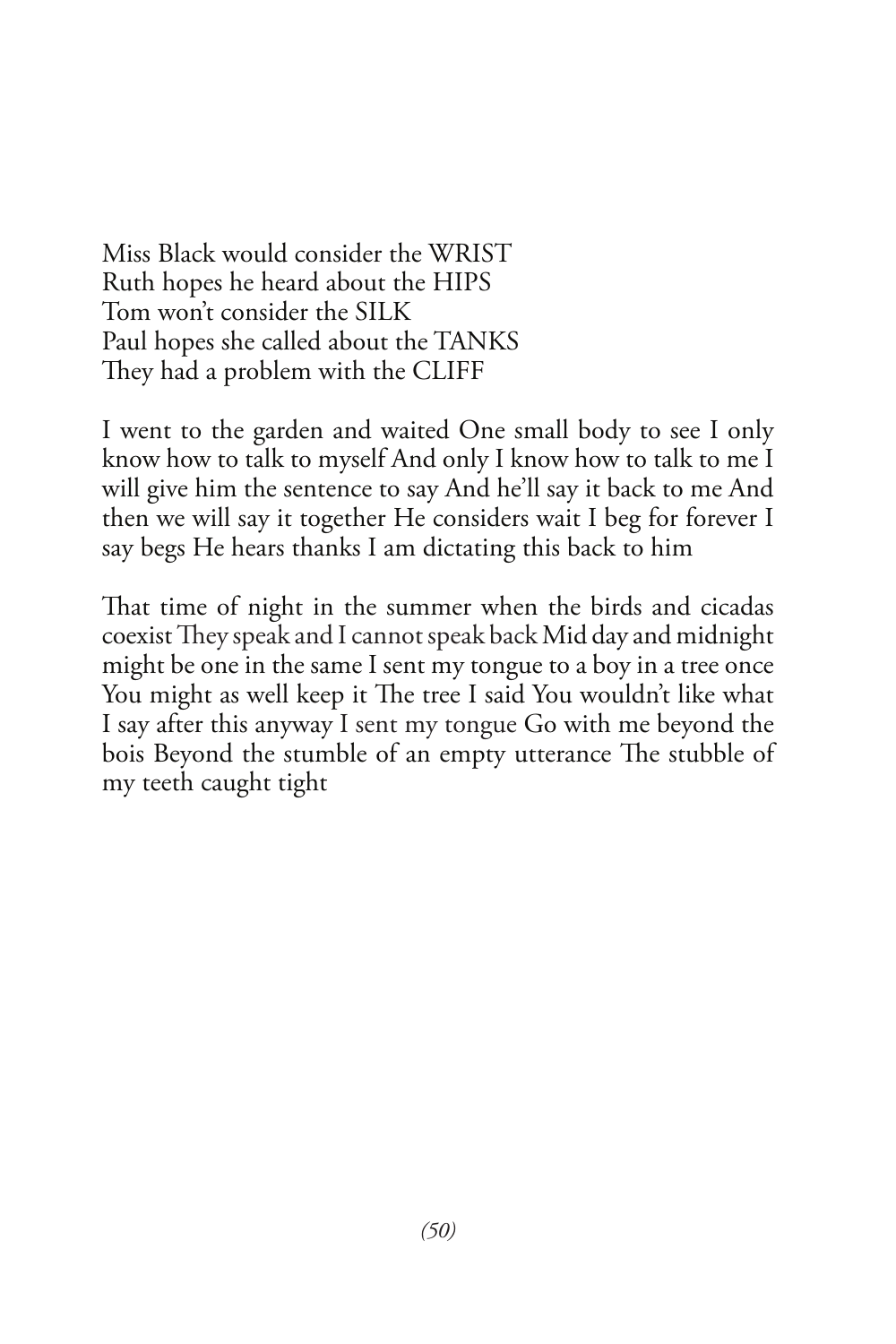Miss Black would consider the WRIST  
Ruth hopes he heard about the HIPS  
Tom won't consider the SILK  
Paul hopes she called about the TANKS  
They had a problem with the CLIFF

I went to the garden and waited One small body to see I only know how to talk to myself And only I know how to talk to me I will give him the sentence to say And he'll say it back to me And then we will say it together He considers wait I beg for forever I say begs He hears thanks I am dictating this back to him

That time of night in the summer when the birds and cicadas coexist They speak and I cannot speak back Mid day and midnight might be one in the same I sent my tongue to a boy in a tree once You might as well keep it The tree I said You wouldn't like what I say after this anyway I sent my tongue Go with me beyond the bois Beyond the stumble of an empty utterance The stubble of my teeth caught tight